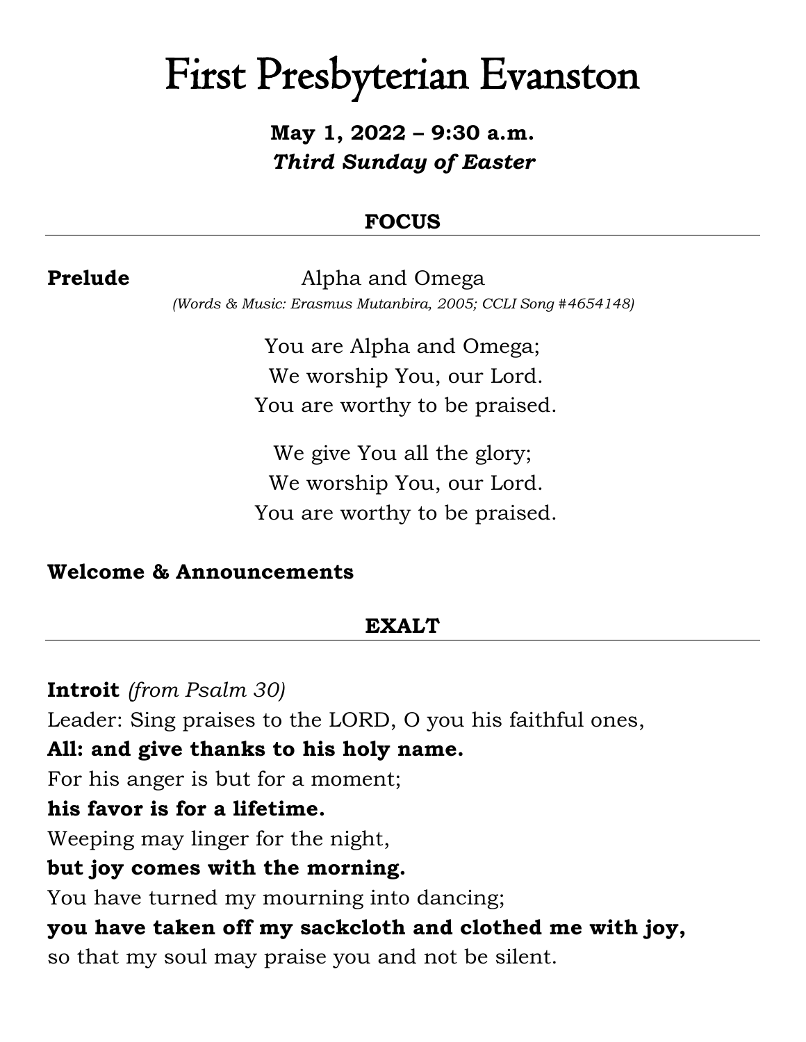# First Presbyterian Evanston

**May 1, 2022 – 9:30 a.m.**
***Third Sunday of Easter***

## FOCUS

**Prelude** Alpha and Omega
*(Words & Music: Erasmus Mutanbira, 2005; CCLI Song #4654148)*

You are Alpha and Omega;
We worship You, our Lord.
You are worthy to be praised.

We give You all the glory;
We worship You, our Lord.
You are worthy to be praised.

**Welcome & Announcements**

## EXALT

**Introit** *(from Psalm 30)*

Leader: Sing praises to the LORD, O you his faithful ones,
**All: and give thanks to his holy name.**
For his anger is but for a moment;
**his favor is for a lifetime.**
Weeping may linger for the night,
**but joy comes with the morning.**
You have turned my mourning into dancing;
**you have taken off my sackcloth and clothed me with joy,**
so that my soul may praise you and not be silent.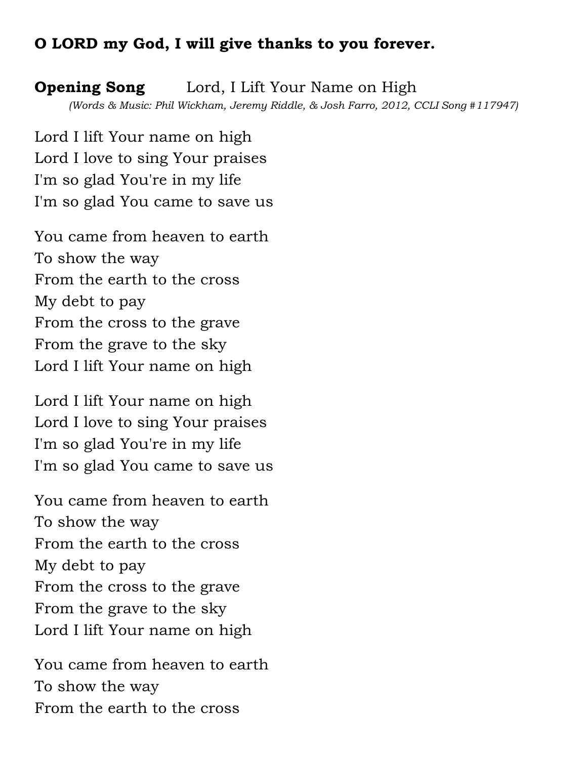**O LORD my God, I will give thanks to you forever.**

**Opening Song** Lord, I Lift Your Name on High

*(Words & Music: Phil Wickham, Jeremy Riddle, & Josh Farro, 2012, CCLI Song #117947)*

Lord I lift Your name on high
Lord I love to sing Your praises
I'm so glad You're in my life
I'm so glad You came to save us

You came from heaven to earth
To show the way
From the earth to the cross
My debt to pay
From the cross to the grave
From the grave to the sky
Lord I lift Your name on high

Lord I lift Your name on high
Lord I love to sing Your praises
I'm so glad You're in my life
I'm so glad You came to save us

You came from heaven to earth
To show the way
From the earth to the cross
My debt to pay
From the cross to the grave
From the grave to the sky
Lord I lift Your name on high

You came from heaven to earth
To show the way
From the earth to the cross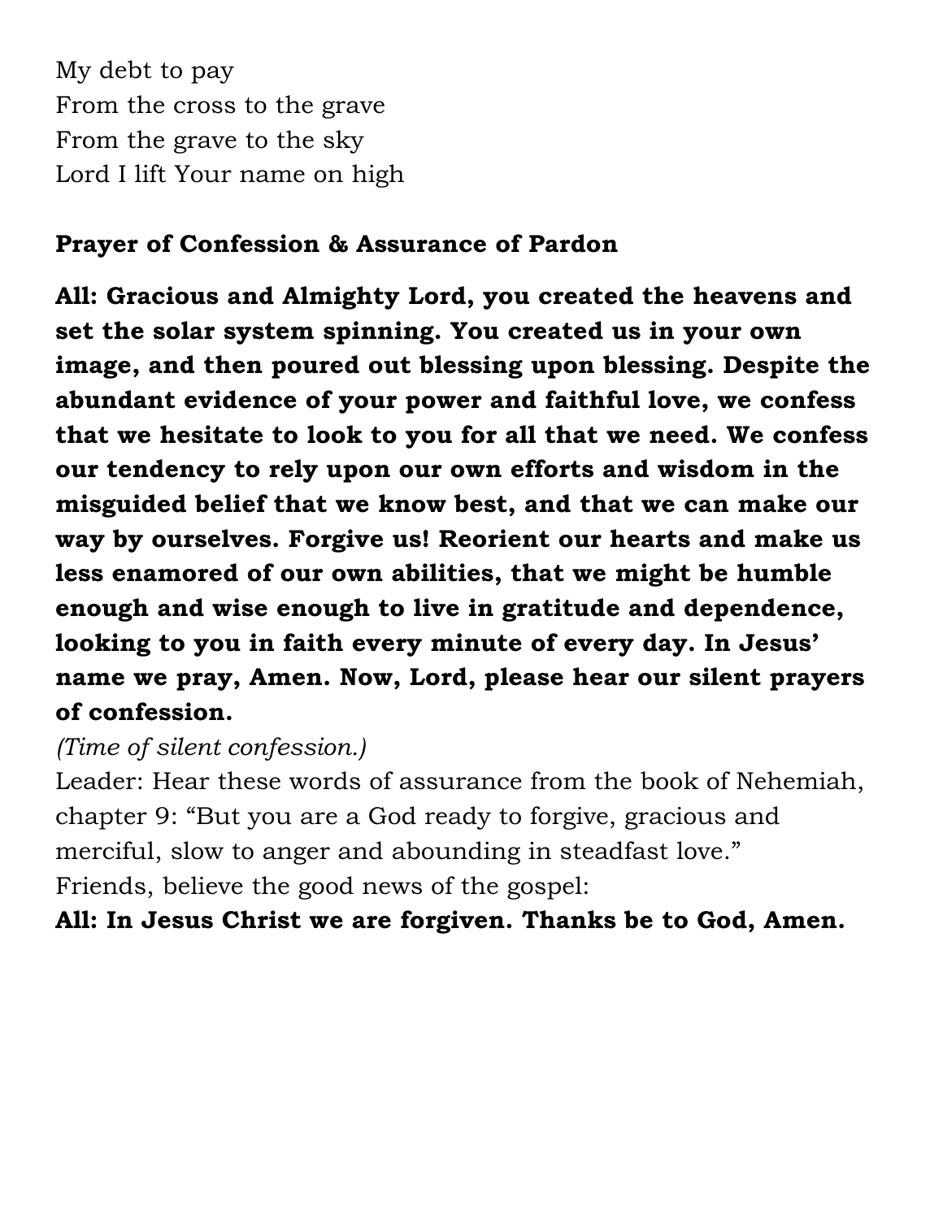My debt to pay  
From the cross to the grave  
From the grave to the sky  
Lord I lift Your name on high

**Prayer of Confession & Assurance of Pardon**

**All: Gracious and Almighty Lord, you created the heavens and set the solar system spinning. You created us in your own image, and then poured out blessing upon blessing. Despite the abundant evidence of your power and faithful love, we confess that we hesitate to look to you for all that we need. We confess our tendency to rely upon our own efforts and wisdom in the misguided belief that we know best, and that we can make our way by ourselves. Forgive us! Reorient our hearts and make us less enamored of our own abilities, that we might be humble enough and wise enough to live in gratitude and dependence, looking to you in faith every minute of every day. In Jesus' name we pray, Amen. Now, Lord, please hear our silent prayers of confession.**

*(Time of silent confession.)*

Leader: Hear these words of assurance from the book of Nehemiah, chapter 9: "But you are a God ready to forgive, gracious and merciful, slow to anger and abounding in steadfast love."  
Friends, believe the good news of the gospel:

**All: In Jesus Christ we are forgiven. Thanks be to God, Amen.**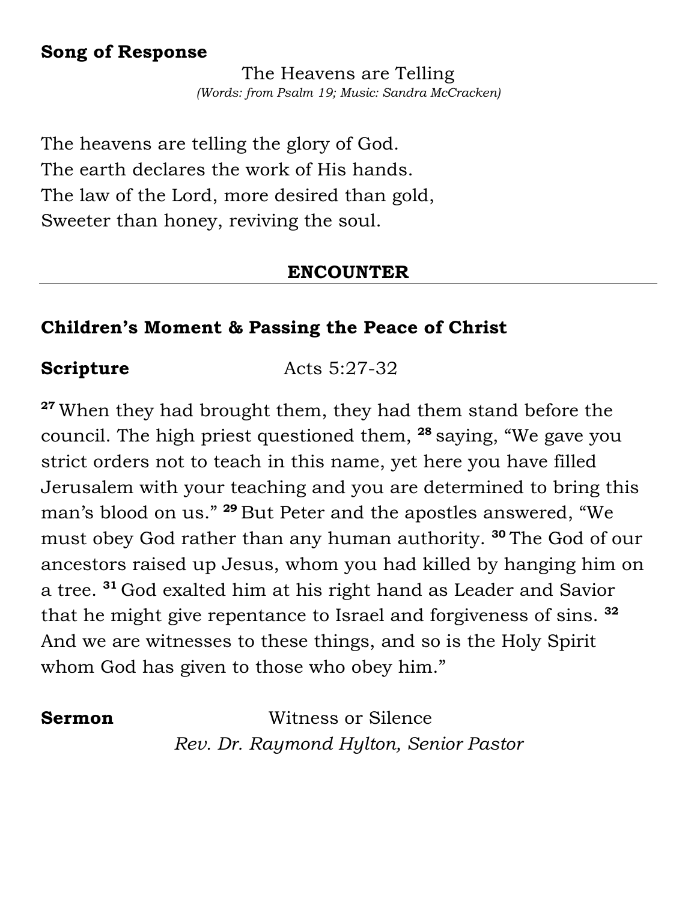**Song of Response**

The Heavens are Telling
*(Words: from Psalm 19; Music: Sandra McCracken)*

The heavens are telling the glory of God.
The earth declares the work of His hands.
The law of the Lord, more desired than gold,
Sweeter than honey, reviving the soul.

---

## ENCOUNTER

**Children's Moment & Passing the Peace of Christ**

**Scripture** Acts 5:27-32

[27] When they had brought them, they had them stand before the council. The high priest questioned them, [28] saying, "We gave you strict orders not to teach in this name, yet here you have filled Jerusalem with your teaching and you are determined to bring this man's blood on us." [29] But Peter and the apostles answered, "We must obey God rather than any human authority. [30] The God of our ancestors raised up Jesus, whom you had killed by hanging him on a tree. [31] God exalted him at his right hand as Leader and Savior that he might give repentance to Israel and forgiveness of sins. [32] And we are witnesses to these things, and so is the Holy Spirit whom God has given to those who obey him."

**Sermon** Witness or Silence
*Rev. Dr. Raymond Hylton, Senior Pastor*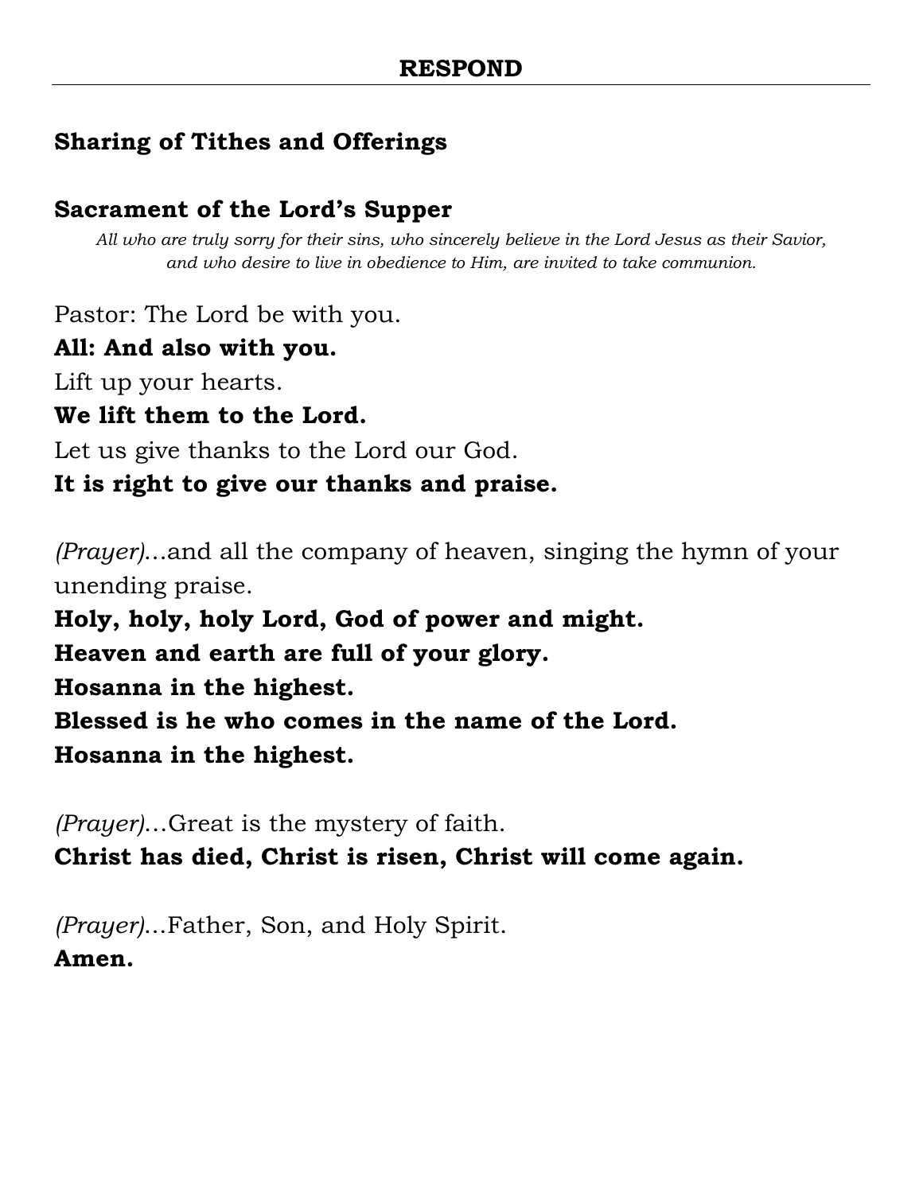## RESPOND

### Sharing of Tithes and Offerings

### Sacrament of the Lord's Supper

*All who are truly sorry for their sins, who sincerely believe in the Lord Jesus as their Savior, and who desire to live in obedience to Him, are invited to take communion.*

Pastor: The Lord be with you.
**All: And also with you.**
Lift up your hearts.
**We lift them to the Lord.**
Let us give thanks to the Lord our God.
**It is right to give our thanks and praise.**

*(Prayer)*...and all the company of heaven, singing the hymn of your unending praise.
**Holy, holy, holy Lord, God of power and might.**
**Heaven and earth are full of your glory.**
**Hosanna in the highest.**
**Blessed is he who comes in the name of the Lord.**
**Hosanna in the highest.**

*(Prayer)*...Great is the mystery of faith.
**Christ has died, Christ is risen, Christ will come again.**

*(Prayer)*...Father, Son, and Holy Spirit.
**Amen.**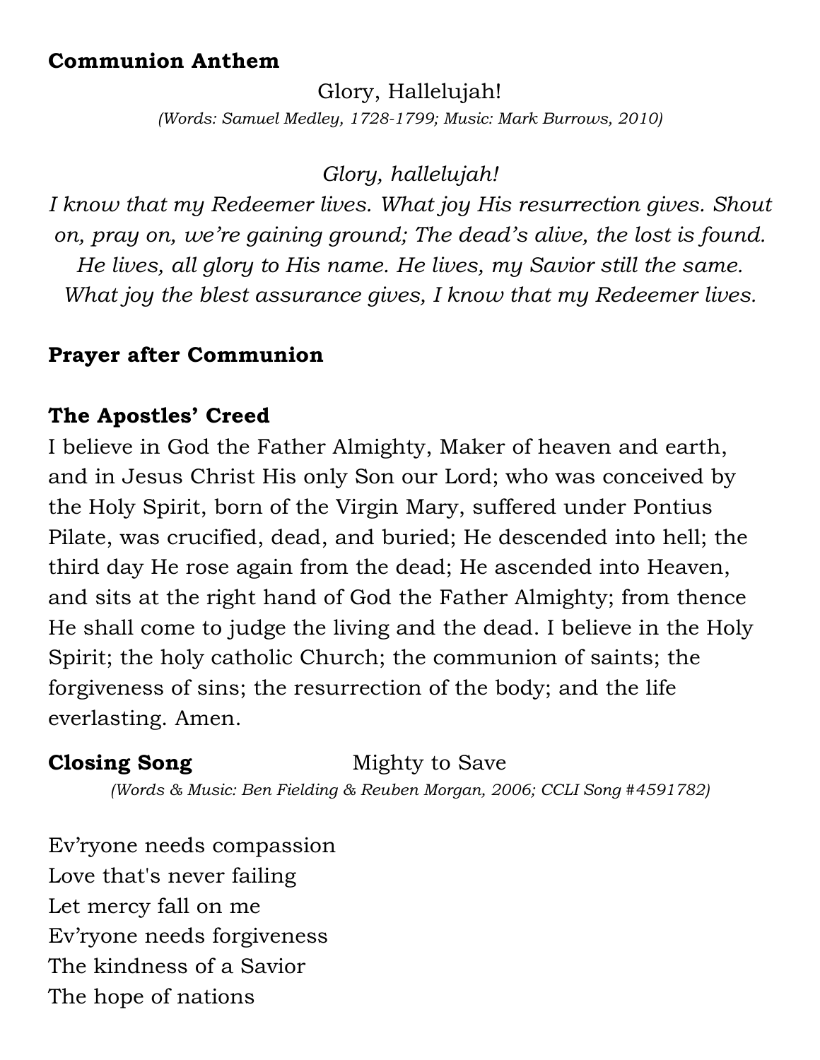**Communion Anthem**

Glory, Hallelujah!

*(Words: Samuel Medley, 1728-1799; Music: Mark Burrows, 2010)*

*Glory, hallelujah!*
*I know that my Redeemer lives. What joy His resurrection gives. Shout on, pray on, we're gaining ground; The dead's alive, the lost is found. He lives, all glory to His name. He lives, my Savior still the same. What joy the blest assurance gives, I know that my Redeemer lives.*

**Prayer after Communion**

**The Apostles' Creed**

I believe in God the Father Almighty, Maker of heaven and earth, and in Jesus Christ His only Son our Lord; who was conceived by the Holy Spirit, born of the Virgin Mary, suffered under Pontius Pilate, was crucified, dead, and buried; He descended into hell; the third day He rose again from the dead; He ascended into Heaven, and sits at the right hand of God the Father Almighty; from thence He shall come to judge the living and the dead. I believe in the Holy Spirit; the holy catholic Church; the communion of saints; the forgiveness of sins; the resurrection of the body; and the life everlasting. Amen.

**Closing Song** Mighty to Save

*(Words & Music: Ben Fielding & Reuben Morgan, 2006; CCLI Song #4591782)*

Ev'ryone needs compassion
Love that's never failing
Let mercy fall on me
Ev'ryone needs forgiveness
The kindness of a Savior
The hope of nations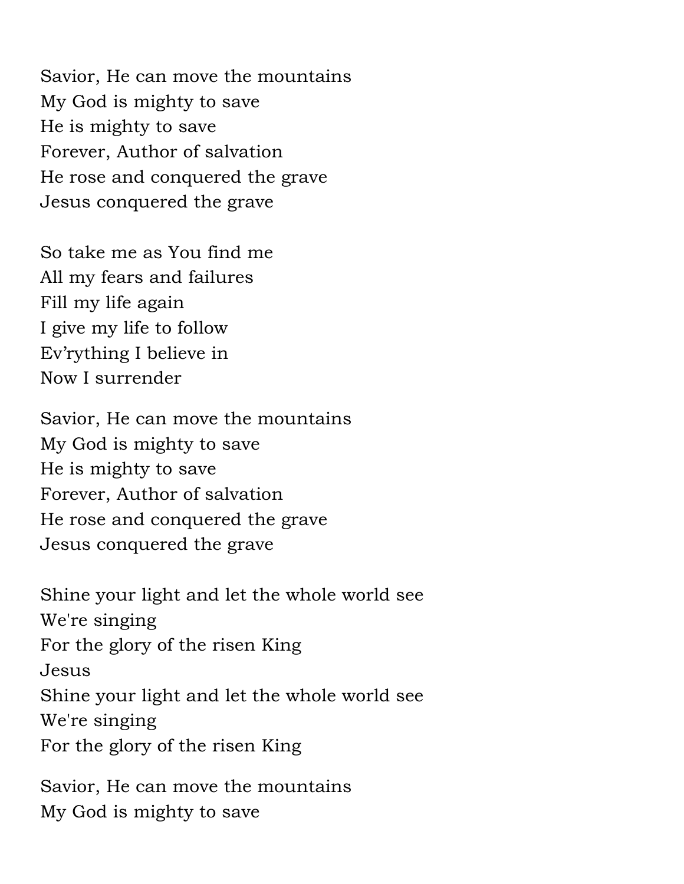Savior, He can move the mountains
My God is mighty to save
He is mighty to save
Forever, Author of salvation
He rose and conquered the grave
Jesus conquered the grave

So take me as You find me
All my fears and failures
Fill my life again
I give my life to follow
Ev'rything I believe in
Now I surrender

Savior, He can move the mountains
My God is mighty to save
He is mighty to save
Forever, Author of salvation
He rose and conquered the grave
Jesus conquered the grave

Shine your light and let the whole world see
We're singing
For the glory of the risen King
Jesus
Shine your light and let the whole world see
We're singing
For the glory of the risen King

Savior, He can move the mountains
My God is mighty to save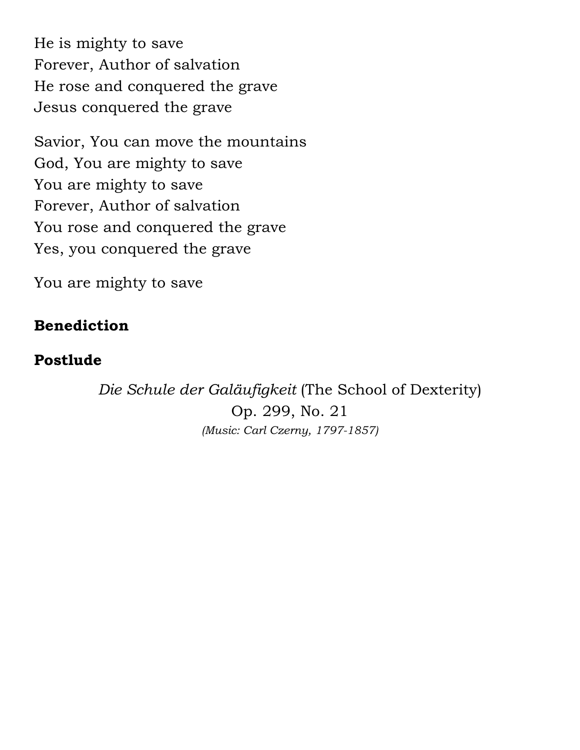He is mighty to save
Forever, Author of salvation
He rose and conquered the grave
Jesus conquered the grave

Savior, You can move the mountains
God, You are mighty to save
You are mighty to save
Forever, Author of salvation
You rose and conquered the grave
Yes, you conquered the grave

You are mighty to save

**Benediction**

**Postlude**

*Die Schule der Galäufigkeit* (The School of Dexterity)
Op. 299, No. 21
*(Music: Carl Czerny, 1797-1857)*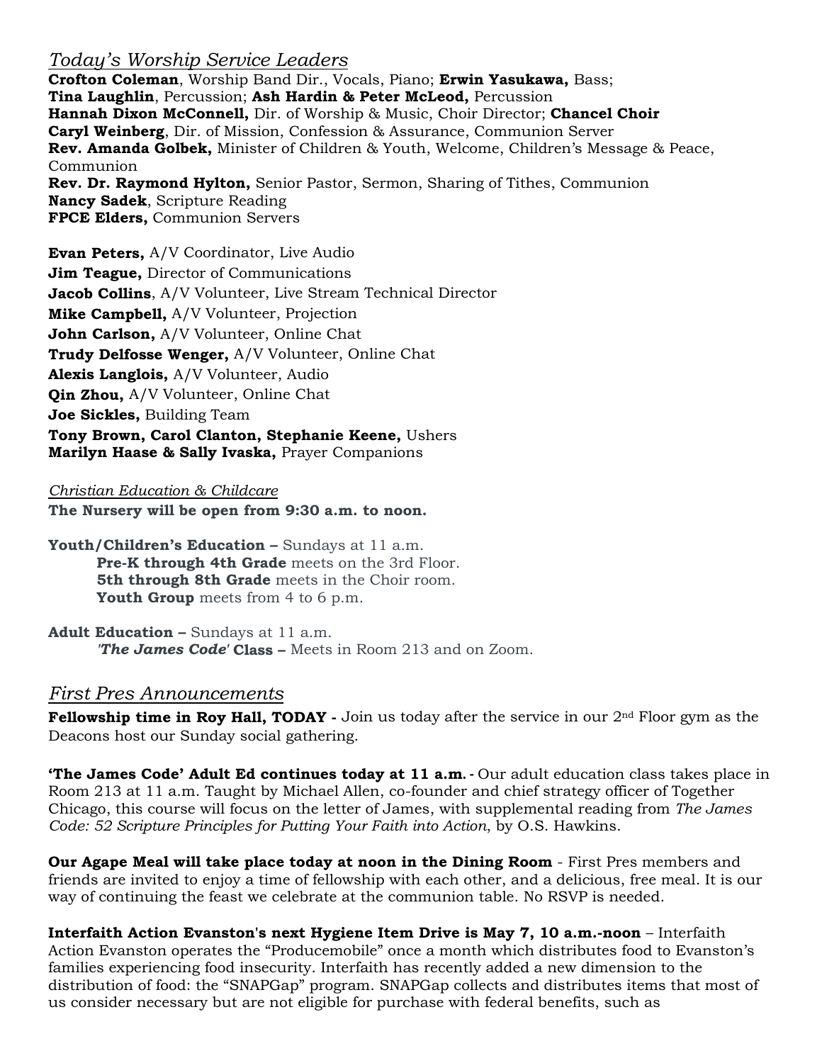## *Today's Worship Service Leaders*

**Crofton Coleman**, Worship Band Dir., Vocals, Piano; **Erwin Yasukawa,** Bass;
**Tina Laughlin**, Percussion; **Ash Hardin & Peter McLeod,** Percussion
**Hannah Dixon McConnell,** Dir. of Worship & Music, Choir Director; **Chancel Choir**
**Caryl Weinberg**, Dir. of Mission, Confession & Assurance, Communion Server
**Rev. Amanda Golbek,** Minister of Children & Youth, Welcome, Children's Message & Peace, Communion
**Rev. Dr. Raymond Hylton,** Senior Pastor, Sermon, Sharing of Tithes, Communion
**Nancy Sadek**, Scripture Reading
**FPCE Elders,** Communion Servers

**Evan Peters,** A/V Coordinator, Live Audio
**Jim Teague,** Director of Communications
**Jacob Collins**, A/V Volunteer, Live Stream Technical Director
**Mike Campbell,** A/V Volunteer, Projection
**John Carlson,** A/V Volunteer, Online Chat
**Trudy Delfosse Wenger,** A/V Volunteer, Online Chat
**Alexis Langlois,** A/V Volunteer, Audio
**Qin Zhou,** A/V Volunteer, Online Chat
**Joe Sickles,** Building Team
**Tony Brown, Carol Clanton, Stephanie Keene,** Ushers
**Marilyn Haase & Sally Ivaska,** Prayer Companions

*Christian Education & Childcare*

**The Nursery will be open from 9:30 a.m. to noon.**

**Youth/Children's Education –** Sundays at 11 a.m.
- **Pre-K through 4th Grade** meets on the 3rd Floor.
- **5th through 8th Grade** meets in the Choir room.
- **Youth Group** meets from 4 to 6 p.m.

**Adult Education –** Sundays at 11 a.m.
- ***'The James Code'* Class –** Meets in Room 213 and on Zoom.

## *First Pres Announcements*

**Fellowship time in Roy Hall, TODAY -** Join us today after the service in our 2nd Floor gym as the Deacons host our Sunday social gathering.

**'The James Code' Adult Ed continues today at 11 a.m. -** Our adult education class takes place in Room 213 at 11 a.m. Taught by Michael Allen, co-founder and chief strategy officer of Together Chicago, this course will focus on the letter of James, with supplemental reading from *The James Code: 52 Scripture Principles for Putting Your Faith into Action*, by O.S. Hawkins.

**Our Agape Meal will take place today at noon in the Dining Room** - First Pres members and friends are invited to enjoy a time of fellowship with each other, and a delicious, free meal. It is our way of continuing the feast we celebrate at the communion table. No RSVP is needed.

**Interfaith Action Evanston's next Hygiene Item Drive is May 7, 10 a.m.-noon** – Interfaith Action Evanston operates the "Producemobile" once a month which distributes food to Evanston's families experiencing food insecurity. Interfaith has recently added a new dimension to the distribution of food: the "SNAPGap" program. SNAPGap collects and distributes items that most of us consider necessary but are not eligible for purchase with federal benefits, such as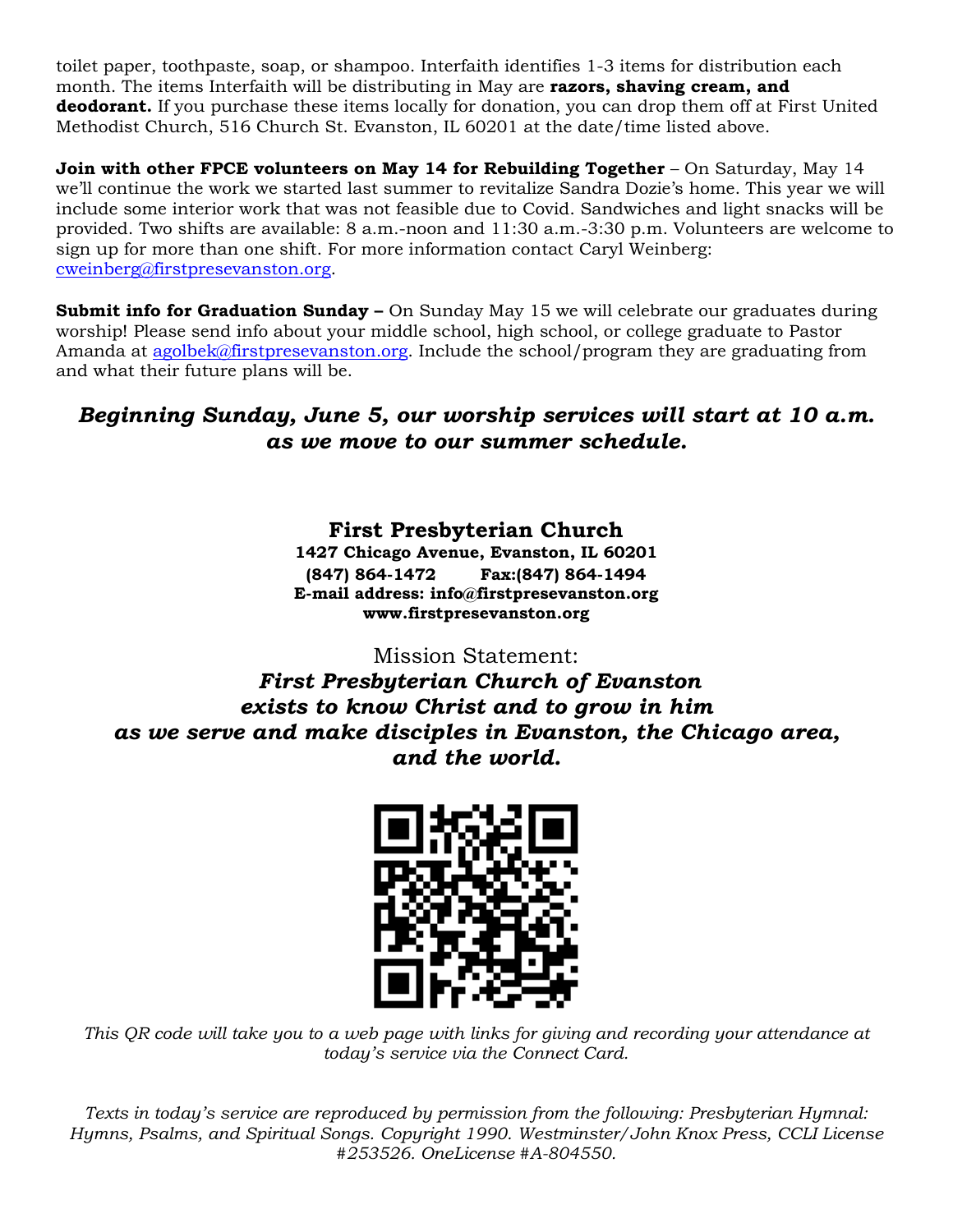toilet paper, toothpaste, soap, or shampoo. Interfaith identifies 1-3 items for distribution each month. The items Interfaith will be distributing in May are **razors, shaving cream, and deodorant.** If you purchase these items locally for donation, you can drop them off at First United Methodist Church, 516 Church St. Evanston, IL 60201 at the date/time listed above.

**Join with other FPCE volunteers on May 14 for Rebuilding Together** – On Saturday, May 14 we'll continue the work we started last summer to revitalize Sandra Dozie's home. This year we will include some interior work that was not feasible due to Covid. Sandwiches and light snacks will be provided. Two shifts are available: 8 a.m.-noon and 11:30 a.m.-3:30 p.m. Volunteers are welcome to sign up for more than one shift. For more information contact Caryl Weinberg: cweinberg@firstpresevanston.org.

**Submit info for Graduation Sunday –** On Sunday May 15 we will celebrate our graduates during worship! Please send info about your middle school, high school, or college graduate to Pastor Amanda at agolbek@firstpresevanston.org. Include the school/program they are graduating from and what their future plans will be.

***Beginning Sunday, June 5, our worship services will start at 10 a.m. as we move to our summer schedule.***

**First Presbyterian Church**
**1427 Chicago Avenue, Evanston, IL 60201**
**(847) 864-1472 Fax:(847) 864-1494**
**E-mail address: info@firstpresevanston.org**
**www.firstpresevanston.org**

Mission Statement:
***First Presbyterian Church of Evanston exists to know Christ and to grow in him as we serve and make disciples in Evanston, the Chicago area, and the world.***

*This QR code will take you to a web page with links for giving and recording your attendance at today's service via the Connect Card.*

*Texts in today's service are reproduced by permission from the following: Presbyterian Hymnal: Hymns, Psalms, and Spiritual Songs. Copyright 1990. Westminster/John Knox Press, CCLI License #253526. OneLicense #A-804550.*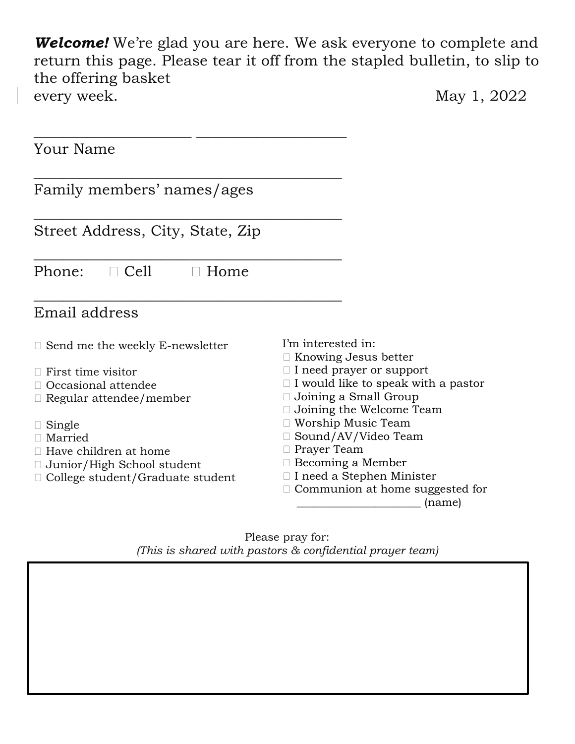***Welcome!*** We're glad you are here. We ask everyone to complete and return this page. Please tear it off from the stapled bulletin, to slip to the offering basket every week.

May 1, 2022

_____________________ ____________________
Your Name

_________________________________________
Family members' names/ages

_________________________________________
Street Address, City, State, Zip

_________________________________________
Phone: ☐ Cell ☐ Home

_________________________________________
Email address

☐ Send me the weekly E-newsletter

☐ First time visitor
☐ Occasional attendee
☐ Regular attendee/member

☐ Single
☐ Married
☐ Have children at home
☐ Junior/High School student
☐ College student/Graduate student

I'm interested in:
☐ Knowing Jesus better
☐ I need prayer or support
☐ I would like to speak with a pastor
☐ Joining a Small Group
☐ Joining the Welcome Team
☐ Worship Music Team
☐ Sound/AV/Video Team
☐ Prayer Team
☐ Becoming a Member
☐ I need a Stephen Minister
☐ Communion at home suggested for ______________________ (name)

Please pray for:
*(This is shared with pastors & confidential prayer team)*